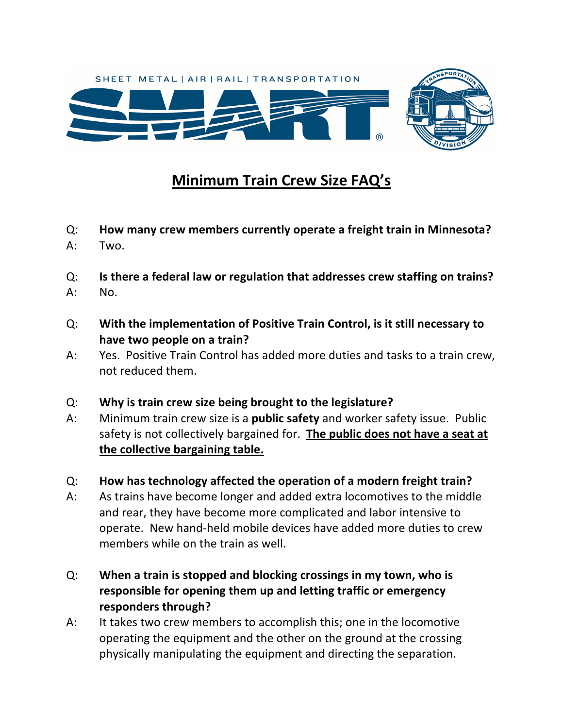SHEET METAL | AIR | RAIL | TRANSPORTATION

# <u>Minimum Train Crew Size FAQ's</u>

Q: **How many crew members currently operate a freight train in Minnesota?**
A: Two.

Q: **Is there a federal law or regulation that addresses crew staffing on trains?**
A: No.

Q: **With the implementation of Positive Train Control, is it still necessary to have two people on a train?**
A: Yes. Positive Train Control has added more duties and tasks to a train crew, not reduced them.

Q: **Why is train crew size being brought to the legislature?**
A: Minimum train crew size is a **public safety** and worker safety issue. Public safety is not collectively bargained for. **<u>The public does not have a seat at the collective bargaining table.</u>**

Q: **How has technology affected the operation of a modern freight train?**
A: As trains have become longer and added extra locomotives to the middle and rear, they have become more complicated and labor intensive to operate. New hand-held mobile devices have added more duties to crew members while on the train as well.

Q: **When a train is stopped and blocking crossings in my town, who is responsible for opening them up and letting traffic or emergency responders through?**
A: It takes two crew members to accomplish this; one in the locomotive operating the equipment and the other on the ground at the crossing physically manipulating the equipment and directing the separation.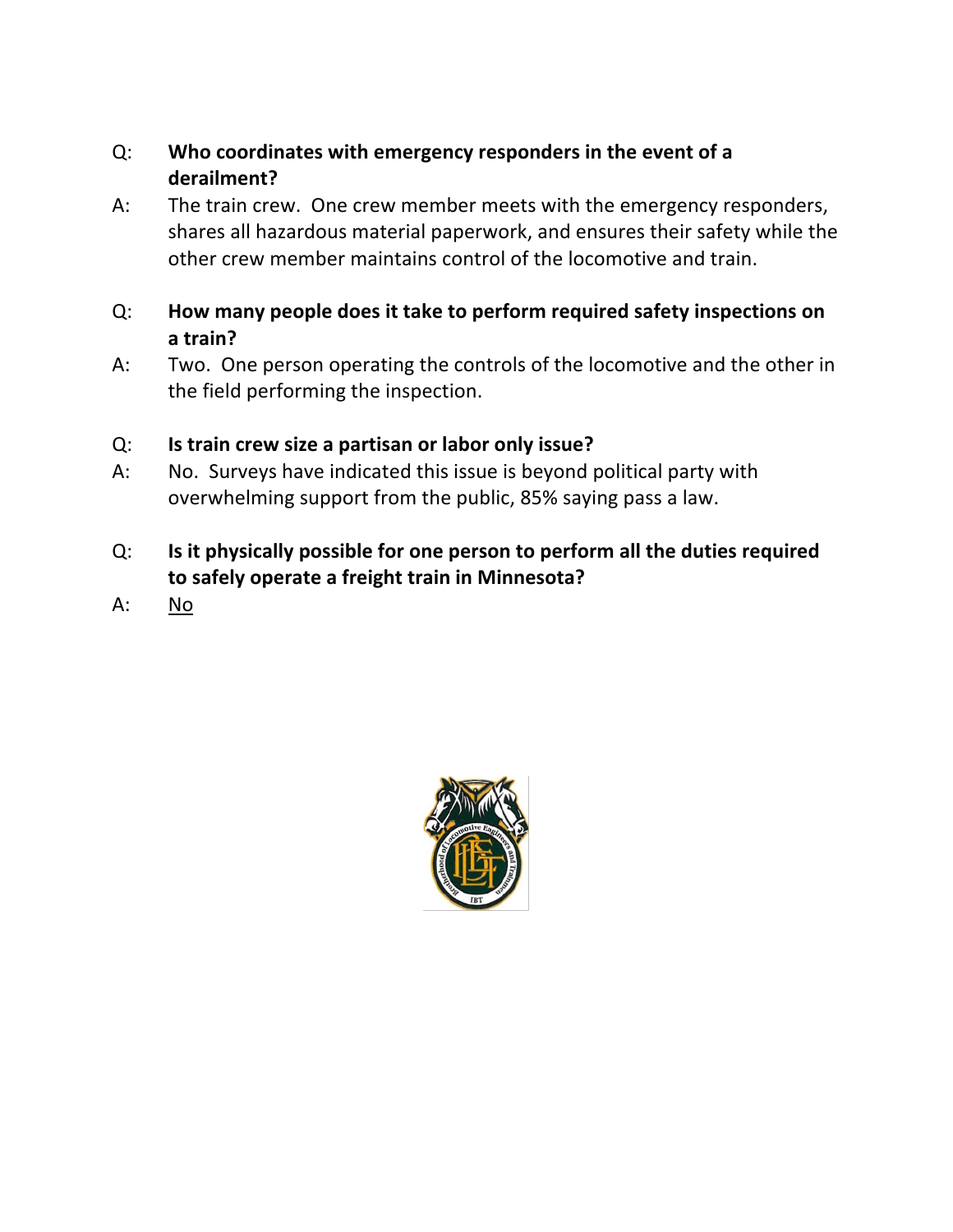Q: **Who coordinates with emergency responders in the event of a derailment?**

A: The train crew. One crew member meets with the emergency responders, shares all hazardous material paperwork, and ensures their safety while the other crew member maintains control of the locomotive and train.

Q: **How many people does it take to perform required safety inspections on a train?**

A: Two. One person operating the controls of the locomotive and the other in the field performing the inspection.

Q: **Is train crew size a partisan or labor only issue?**

A: No. Surveys have indicated this issue is beyond political party with overwhelming support from the public, 85% saying pass a law.

Q: **Is it physically possible for one person to perform all the duties required to safely operate a freight train in Minnesota?**

A: <u>No</u>